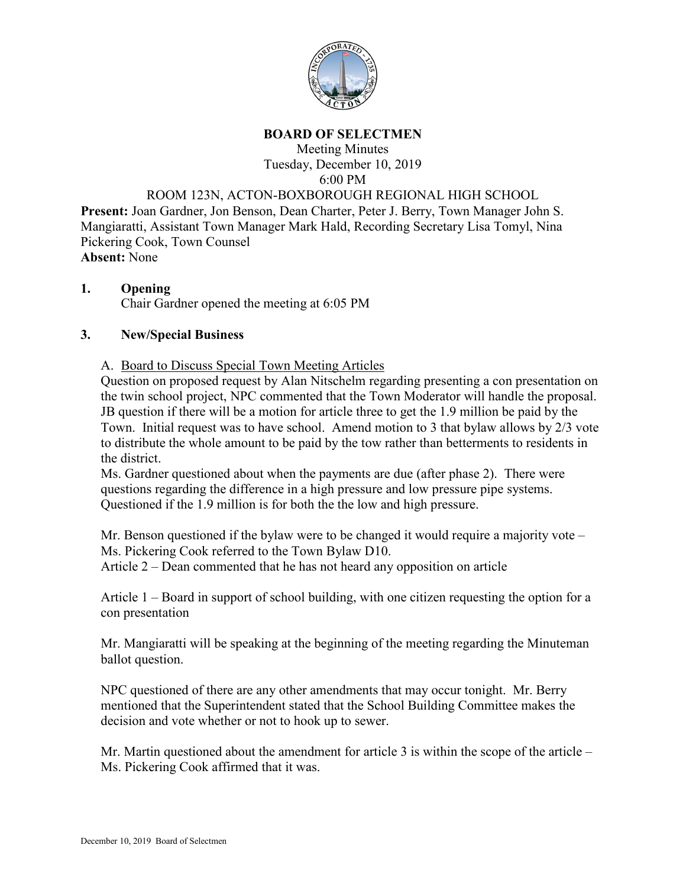**BOARD OF SELECTMEN**

Meeting Minutes
Tuesday, December 10, 2019
6:00 PM
ROOM 123N, ACTON-BOXBOROUGH REGIONAL HIGH SCHOOL

**Present:** Joan Gardner, Jon Benson, Dean Charter, Peter J. Berry, Town Manager John S. Mangiaratti, Assistant Town Manager Mark Hald, Recording Secretary Lisa Tomyl, Nina Pickering Cook, Town Counsel

**Absent:** None

**1. Opening**

Chair Gardner opened the meeting at 6:05 PM

**3. New/Special Business**

A. Board to Discuss Special Town Meeting Articles

Question on proposed request by Alan Nitschelm regarding presenting a con presentation on the twin school project, NPC commented that the Town Moderator will handle the proposal. JB question if there will be a motion for article three to get the 1.9 million be paid by the Town. Initial request was to have school. Amend motion to 3 that bylaw allows by 2/3 vote to distribute the whole amount to be paid by the tow rather than betterments to residents in the district.

Ms. Gardner questioned about when the payments are due (after phase 2). There were questions regarding the difference in a high pressure and low pressure pipe systems. Questioned if the 1.9 million is for both the the low and high pressure.

Mr. Benson questioned if the bylaw were to be changed it would require a majority vote – Ms. Pickering Cook referred to the Town Bylaw D10.

Article 2 – Dean commented that he has not heard any opposition on article

Article 1 – Board in support of school building, with one citizen requesting the option for a con presentation

Mr. Mangiaratti will be speaking at the beginning of the meeting regarding the Minuteman ballot question.

NPC questioned of there are any other amendments that may occur tonight. Mr. Berry mentioned that the Superintendent stated that the School Building Committee makes the decision and vote whether or not to hook up to sewer.

Mr. Martin questioned about the amendment for article 3 is within the scope of the article – Ms. Pickering Cook affirmed that it was.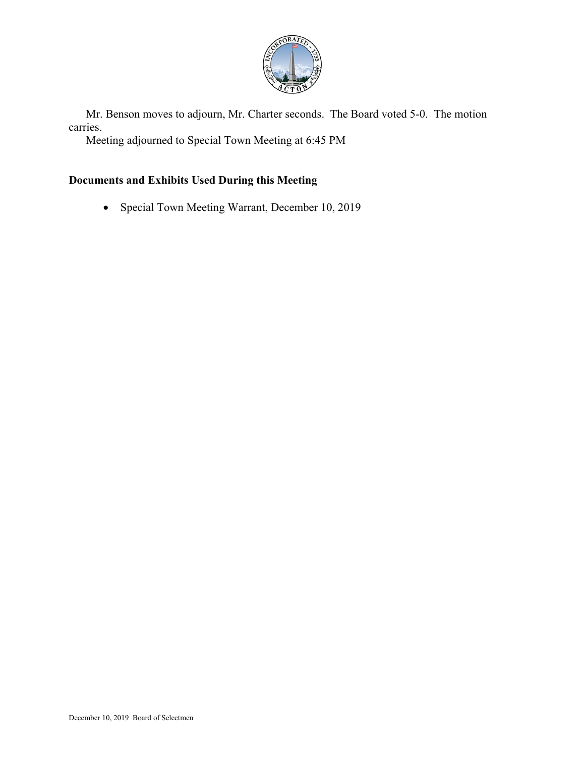Mr. Benson moves to adjourn, Mr. Charter seconds. The Board voted 5-0. The motion carries.

Meeting adjourned to Special Town Meeting at 6:45 PM

**Documents and Exhibits Used During this Meeting**

- Special Town Meeting Warrant, December 10, 2019